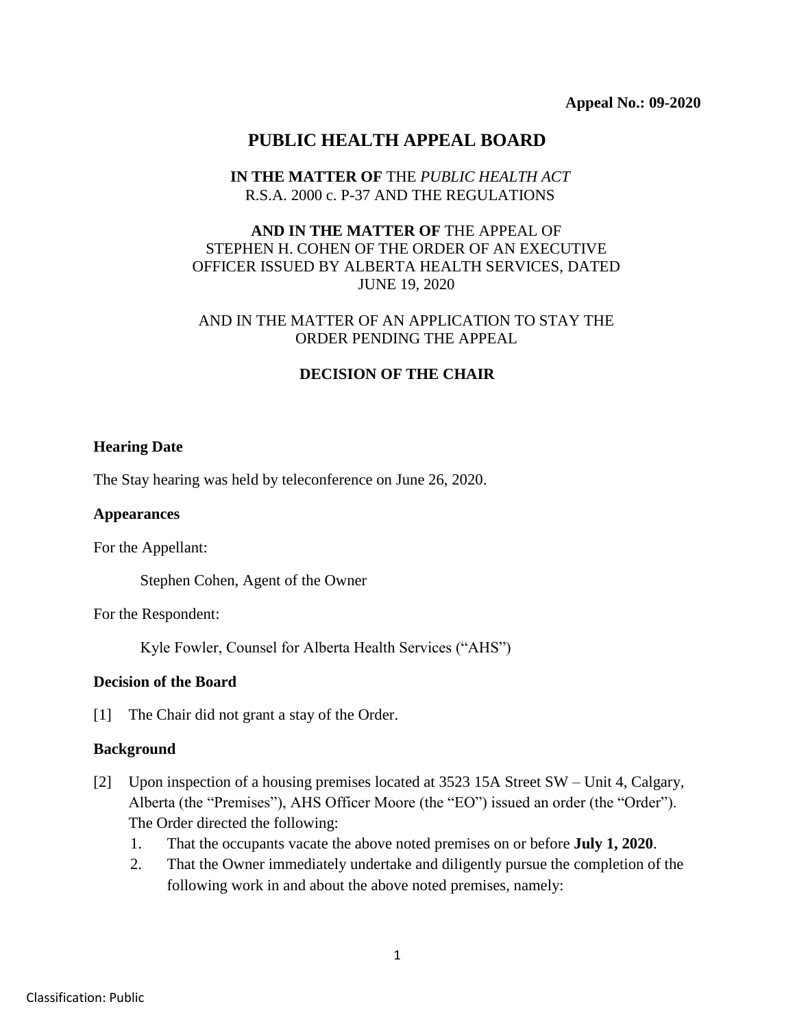**Appeal No.: 09-2020**

# PUBLIC HEALTH APPEAL BOARD

**IN THE MATTER OF** THE *PUBLIC HEALTH ACT*
R.S.A. 2000 c. P-37 AND THE REGULATIONS

**AND IN THE MATTER OF** THE APPEAL OF
STEPHEN H. COHEN OF THE ORDER OF AN EXECUTIVE OFFICER ISSUED BY ALBERTA HEALTH SERVICES, DATED JUNE 19, 2020

AND IN THE MATTER OF AN APPLICATION TO STAY THE ORDER PENDING THE APPEAL

**DECISION OF THE CHAIR**

### Hearing Date

The Stay hearing was held by teleconference on June 26, 2020.

### Appearances

For the Appellant:

Stephen Cohen, Agent of the Owner

For the Respondent:

Kyle Fowler, Counsel for Alberta Health Services ("AHS")

### Decision of the Board

[1] The Chair did not grant a stay of the Order.

### Background

[2] Upon inspection of a housing premises located at 3523 15A Street SW – Unit 4, Calgary, Alberta (the "Premises"), AHS Officer Moore (the "EO") issued an order (the "Order"). The Order directed the following:

1. That the occupants vacate the above noted premises on or before **July 1, 2020**.
2. That the Owner immediately undertake and diligently pursue the completion of the following work in and about the above noted premises, namely: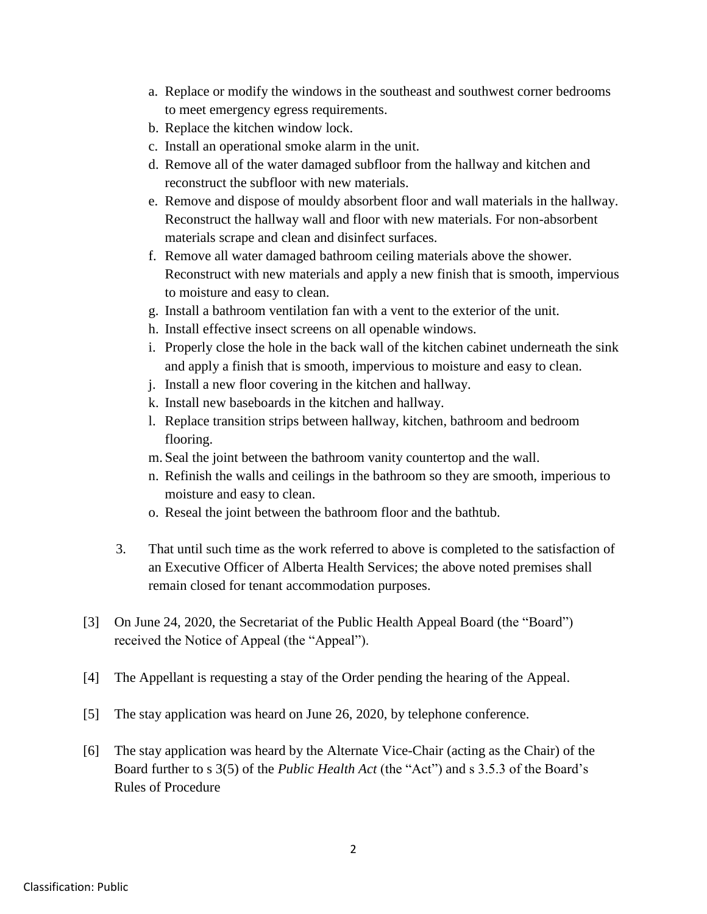a. Replace or modify the windows in the southeast and southwest corner bedrooms to meet emergency egress requirements.
b. Replace the kitchen window lock.
c. Install an operational smoke alarm in the unit.
d. Remove all of the water damaged subfloor from the hallway and kitchen and reconstruct the subfloor with new materials.
e. Remove and dispose of mouldy absorbent floor and wall materials in the hallway. Reconstruct the hallway wall and floor with new materials. For non-absorbent materials scrape and clean and disinfect surfaces.
f. Remove all water damaged bathroom ceiling materials above the shower. Reconstruct with new materials and apply a new finish that is smooth, impervious to moisture and easy to clean.
g. Install a bathroom ventilation fan with a vent to the exterior of the unit.
h. Install effective insect screens on all openable windows.
i. Properly close the hole in the back wall of the kitchen cabinet underneath the sink and apply a finish that is smooth, impervious to moisture and easy to clean.
j. Install a new floor covering in the kitchen and hallway.
k. Install new baseboards in the kitchen and hallway.
l. Replace transition strips between hallway, kitchen, bathroom and bedroom flooring.
m. Seal the joint between the bathroom vanity countertop and the wall.
n. Refinish the walls and ceilings in the bathroom so they are smooth, imperious to moisture and easy to clean.
o. Reseal the joint between the bathroom floor and the bathtub.

3. That until such time as the work referred to above is completed to the satisfaction of an Executive Officer of Alberta Health Services; the above noted premises shall remain closed for tenant accommodation purposes.

[3] On June 24, 2020, the Secretariat of the Public Health Appeal Board (the "Board") received the Notice of Appeal (the "Appeal").

[4] The Appellant is requesting a stay of the Order pending the hearing of the Appeal.

[5] The stay application was heard on June 26, 2020, by telephone conference.

[6] The stay application was heard by the Alternate Vice-Chair (acting as the Chair) of the Board further to s 3(5) of the *Public Health Act* (the "Act") and s 3.5.3 of the Board's Rules of Procedure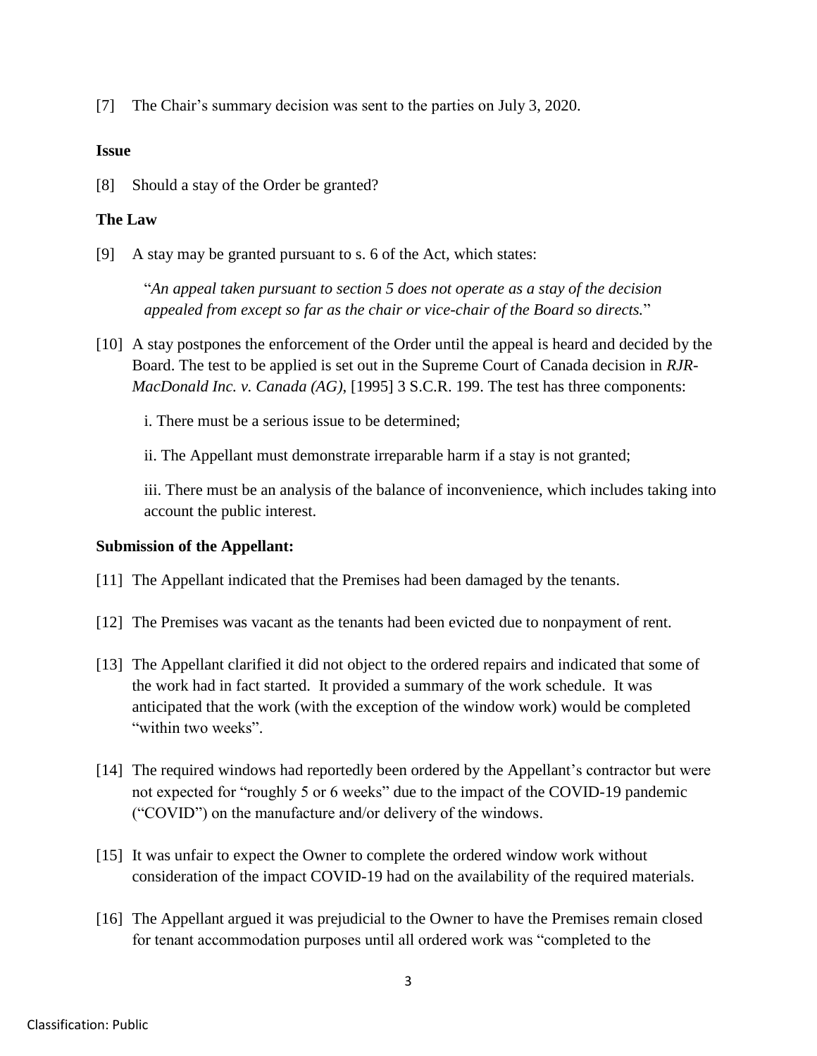[7] The Chair's summary decision was sent to the parties on July 3, 2020.

**Issue**

[8] Should a stay of the Order be granted?

**The Law**

[9] A stay may be granted pursuant to s. 6 of the Act, which states:

> "*An appeal taken pursuant to section 5 does not operate as a stay of the decision appealed from except so far as the chair or vice-chair of the Board so directs.*"

[10] A stay postpones the enforcement of the Order until the appeal is heard and decided by the Board. The test to be applied is set out in the Supreme Court of Canada decision in *RJR-MacDonald Inc. v. Canada (AG)*, [1995] 3 S.C.R. 199. The test has three components:

i. There must be a serious issue to be determined;

ii. The Appellant must demonstrate irreparable harm if a stay is not granted;

iii. There must be an analysis of the balance of inconvenience, which includes taking into account the public interest.

**Submission of the Appellant:**

[11] The Appellant indicated that the Premises had been damaged by the tenants.

[12] The Premises was vacant as the tenants had been evicted due to nonpayment of rent.

[13] The Appellant clarified it did not object to the ordered repairs and indicated that some of the work had in fact started. It provided a summary of the work schedule. It was anticipated that the work (with the exception of the window work) would be completed "within two weeks".

[14] The required windows had reportedly been ordered by the Appellant's contractor but were not expected for "roughly 5 or 6 weeks" due to the impact of the COVID-19 pandemic ("COVID") on the manufacture and/or delivery of the windows.

[15] It was unfair to expect the Owner to complete the ordered window work without consideration of the impact COVID-19 had on the availability of the required materials.

[16] The Appellant argued it was prejudicial to the Owner to have the Premises remain closed for tenant accommodation purposes until all ordered work was "completed to the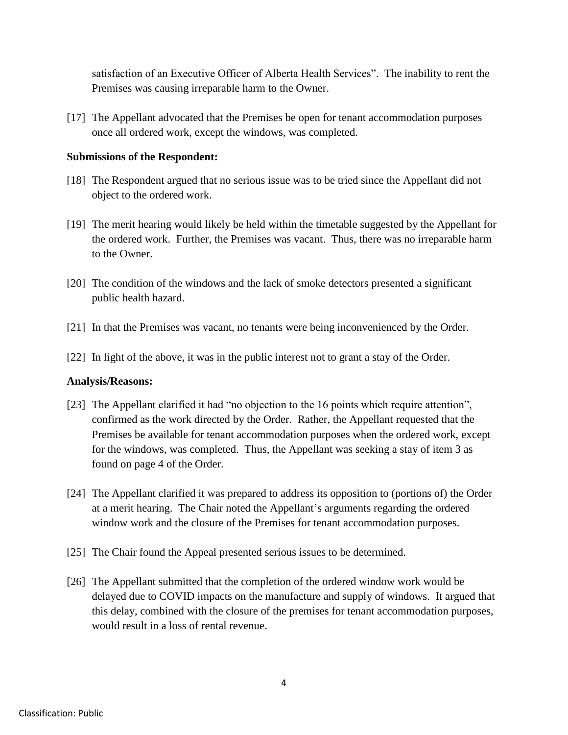satisfaction of an Executive Officer of Alberta Health Services". The inability to rent the Premises was causing irreparable harm to the Owner.

[17] The Appellant advocated that the Premises be open for tenant accommodation purposes once all ordered work, except the windows, was completed.

**Submissions of the Respondent:**

[18] The Respondent argued that no serious issue was to be tried since the Appellant did not object to the ordered work.

[19] The merit hearing would likely be held within the timetable suggested by the Appellant for the ordered work. Further, the Premises was vacant. Thus, there was no irreparable harm to the Owner.

[20] The condition of the windows and the lack of smoke detectors presented a significant public health hazard.

[21] In that the Premises was vacant, no tenants were being inconvenienced by the Order.

[22] In light of the above, it was in the public interest not to grant a stay of the Order.

**Analysis/Reasons:**

[23] The Appellant clarified it had "no objection to the 16 points which require attention", confirmed as the work directed by the Order. Rather, the Appellant requested that the Premises be available for tenant accommodation purposes when the ordered work, except for the windows, was completed. Thus, the Appellant was seeking a stay of item 3 as found on page 4 of the Order.

[24] The Appellant clarified it was prepared to address its opposition to (portions of) the Order at a merit hearing. The Chair noted the Appellant's arguments regarding the ordered window work and the closure of the Premises for tenant accommodation purposes.

[25] The Chair found the Appeal presented serious issues to be determined.

[26] The Appellant submitted that the completion of the ordered window work would be delayed due to COVID impacts on the manufacture and supply of windows. It argued that this delay, combined with the closure of the premises for tenant accommodation purposes, would result in a loss of rental revenue.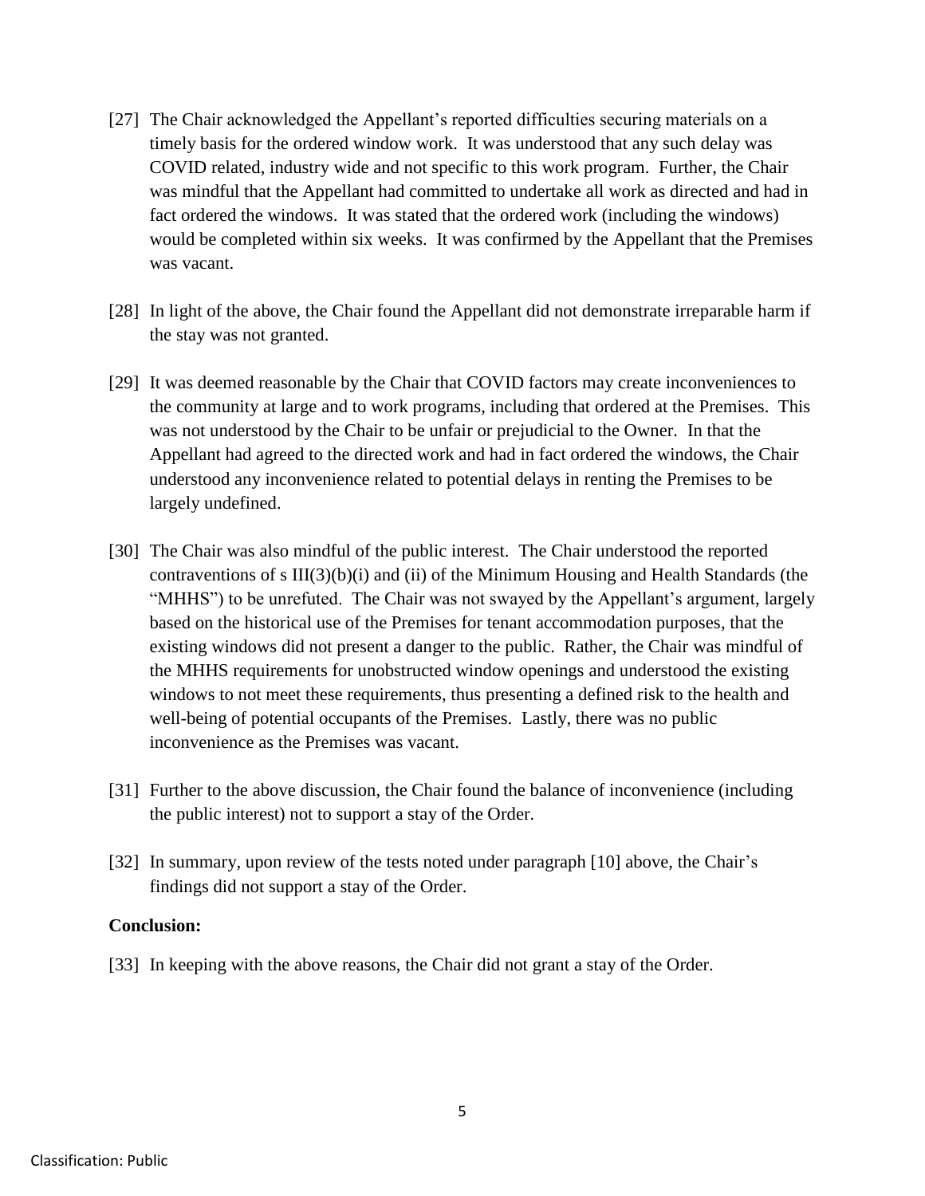[27] The Chair acknowledged the Appellant's reported difficulties securing materials on a timely basis for the ordered window work. It was understood that any such delay was COVID related, industry wide and not specific to this work program. Further, the Chair was mindful that the Appellant had committed to undertake all work as directed and had in fact ordered the windows. It was stated that the ordered work (including the windows) would be completed within six weeks. It was confirmed by the Appellant that the Premises was vacant.

[28] In light of the above, the Chair found the Appellant did not demonstrate irreparable harm if the stay was not granted.

[29] It was deemed reasonable by the Chair that COVID factors may create inconveniences to the community at large and to work programs, including that ordered at the Premises. This was not understood by the Chair to be unfair or prejudicial to the Owner. In that the Appellant had agreed to the directed work and had in fact ordered the windows, the Chair understood any inconvenience related to potential delays in renting the Premises to be largely undefined.

[30] The Chair was also mindful of the public interest. The Chair understood the reported contraventions of s III(3)(b)(i) and (ii) of the Minimum Housing and Health Standards (the "MHHS") to be unrefuted. The Chair was not swayed by the Appellant's argument, largely based on the historical use of the Premises for tenant accommodation purposes, that the existing windows did not present a danger to the public. Rather, the Chair was mindful of the MHHS requirements for unobstructed window openings and understood the existing windows to not meet these requirements, thus presenting a defined risk to the health and well-being of potential occupants of the Premises. Lastly, there was no public inconvenience as the Premises was vacant.

[31] Further to the above discussion, the Chair found the balance of inconvenience (including the public interest) not to support a stay of the Order.

[32] In summary, upon review of the tests noted under paragraph [10] above, the Chair's findings did not support a stay of the Order.

**Conclusion:**

[33] In keeping with the above reasons, the Chair did not grant a stay of the Order.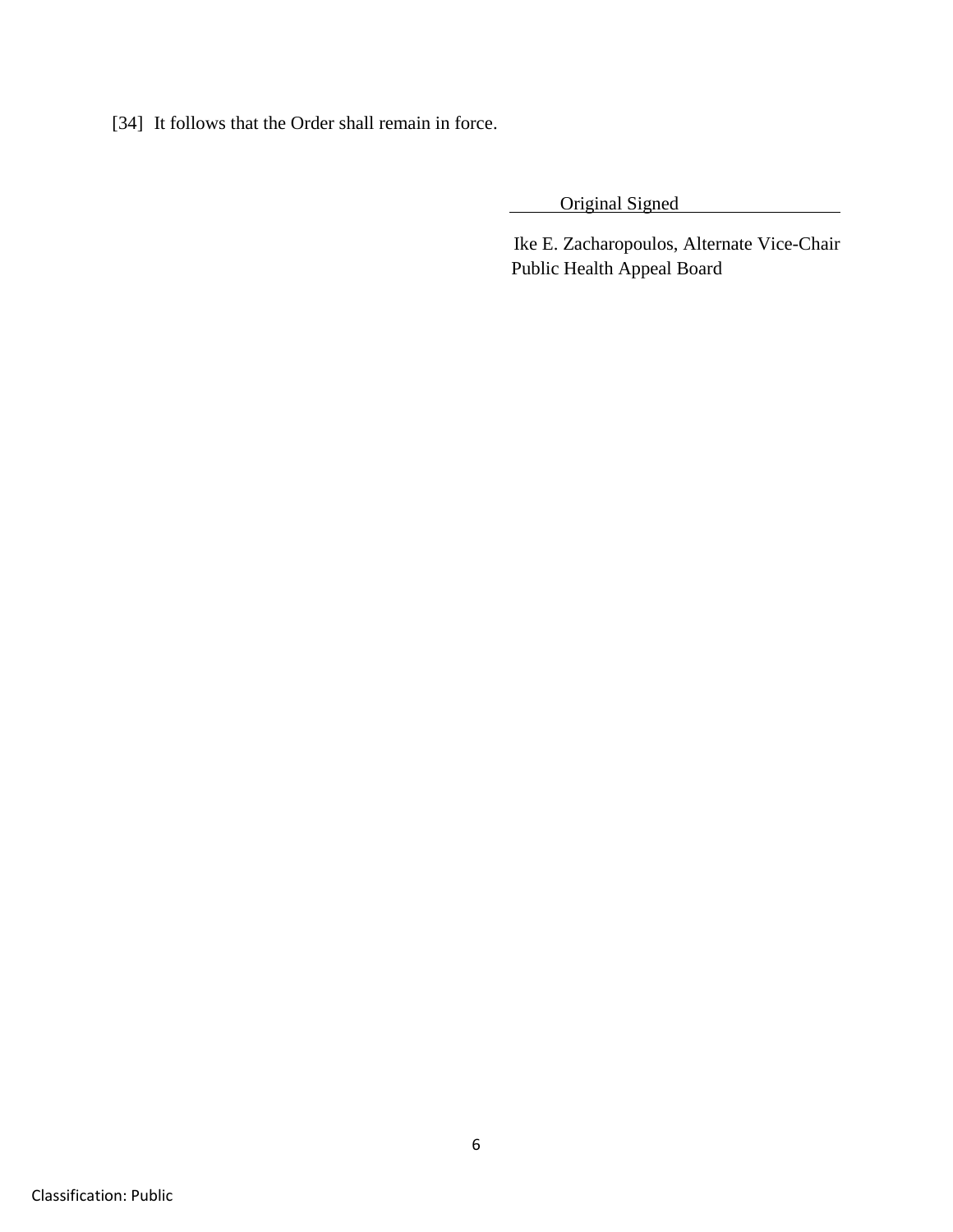[34] It follows that the Order shall remain in force.

Original Signed

Ike E. Zacharopoulos, Alternate Vice-Chair
Public Health Appeal Board

Classification: Public